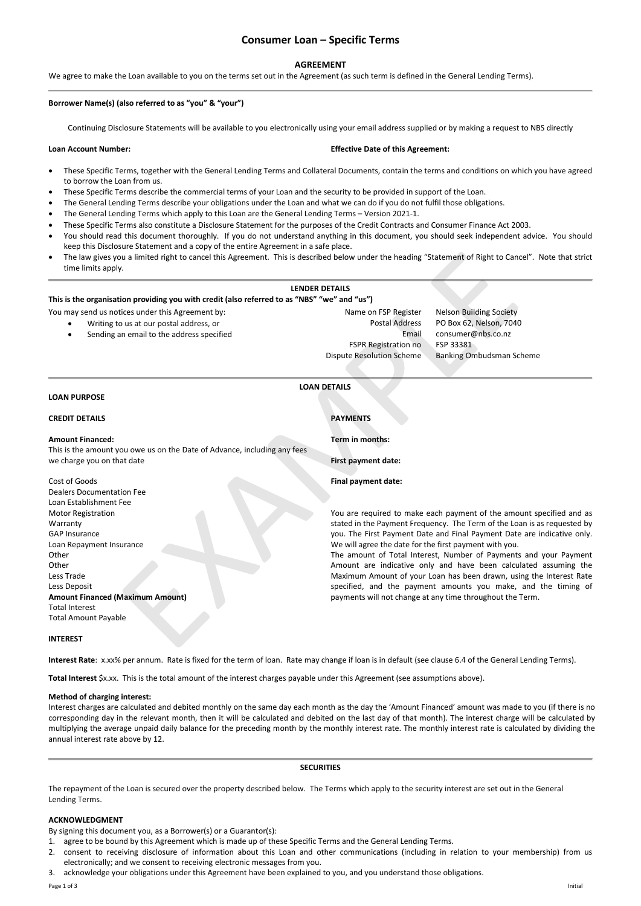# Consumer Loan – Specific Terms

## AGREEMENT

We agree to make the Loan available to you on the terms set out in the Agreement (as such term is defined in the General Lending Terms).

---

**Borrower Name(s) (also referred to as "you" & "your")**

Continuing Disclosure Statements will be available to you electronically using your email address supplied or by making a request to NBS directly

**Loan Account Number:**

**Effective Date of this Agreement:**

- These Specific Terms, together with the General Lending Terms and Collateral Documents, contain the terms and conditions on which you have agreed to borrow the Loan from us.
- These Specific Terms describe the commercial terms of your Loan and the security to be provided in support of the Loan.
- The General Lending Terms describe your obligations under the Loan and what we can do if you do not fulfil those obligations.
- The General Lending Terms which apply to this Loan are the General Lending Terms – Version 2021-1.
- These Specific Terms also constitute a Disclosure Statement for the purposes of the Credit Contracts and Consumer Finance Act 2003.
- You should read this document thoroughly. If you do not understand anything in this document, you should seek independent advice. You should keep this Disclosure Statement and a copy of the entire Agreement in a safe place.
- The law gives you a limited right to cancel this Agreement. This is described below under the heading "Statement of Right to Cancel". Note that strict time limits apply.

---

## LENDER DETAILS

**This is the organisation providing you with credit (also referred to as "NBS" "we" and "us")**

You may send us notices under this Agreement by:

- Writing to us at our postal address, or
- Sending an email to the address specified

| | |
|---|---|
| Name on FSP Register | Nelson Building Society |
| Postal Address | PO Box 62, Nelson, 7040 |
| Email | consumer@nbs.co.nz |
| FSPR Registration no | FSP 33381 |
| Dispute Resolution Scheme | Banking Ombudsman Scheme |

---

## LOAN DETAILS

**LOAN PURPOSE**

**CREDIT DETAILS**

**Amount Financed:**
This is the amount you owe us on the Date of Advance, including any fees we charge you on that date

Cost of Goods
Dealers Documentation Fee
Loan Establishment Fee
Motor Registration
Warranty
GAP Insurance
Loan Repayment Insurance
Other
Other
Less Trade
Less Deposit
**Amount Financed (Maximum Amount)**
Total Interest
Total Amount Payable

**PAYMENTS**

**Term in months:**

**First payment date:**

**Final payment date:**

You are required to make each payment of the amount specified and as stated in the Payment Frequency. The Term of the Loan is as requested by you. The First Payment Date and Final Payment Date are indicative only. We will agree the date for the first payment with you.
The amount of Total Interest, Number of Payments and your Payment Amount are indicative only and have been calculated assuming the Maximum Amount of your Loan has been drawn, using the Interest Rate specified, and the payment amounts you make, and the timing of payments will not change at any time throughout the Term.

**INTEREST**

**Interest Rate**: x.xx% per annum. Rate is fixed for the term of loan. Rate may change if loan is in default (see clause 6.4 of the General Lending Terms).

**Total Interest** $x.xx. This is the total amount of the interest charges payable under this Agreement (see assumptions above).

**Method of charging interest:**
Interest charges are calculated and debited monthly on the same day each month as the day the 'Amount Financed' amount was made to you (if there is no corresponding day in the relevant month, then it will be calculated and debited on the last day of that month). The interest charge will be calculated by multiplying the average unpaid daily balance for the preceding month by the monthly interest rate. The monthly interest rate is calculated by dividing the annual interest rate above by 12.

---

## SECURITIES

The repayment of the Loan is secured over the property described below. The Terms which apply to the security interest are set out in the General Lending Terms.

**ACKNOWLEDGMENT**

By signing this document you, as a Borrower(s) or a Guarantor(s):

1. agree to be bound by this Agreement which is made up of these Specific Terms and the General Lending Terms.
2. consent to receiving disclosure of information about this Loan and other communications (including in relation to your membership) from us electronically; and we consent to receiving electronic messages from you.
3. acknowledge your obligations under this Agreement have been explained to you, and you understand those obligations.

Initial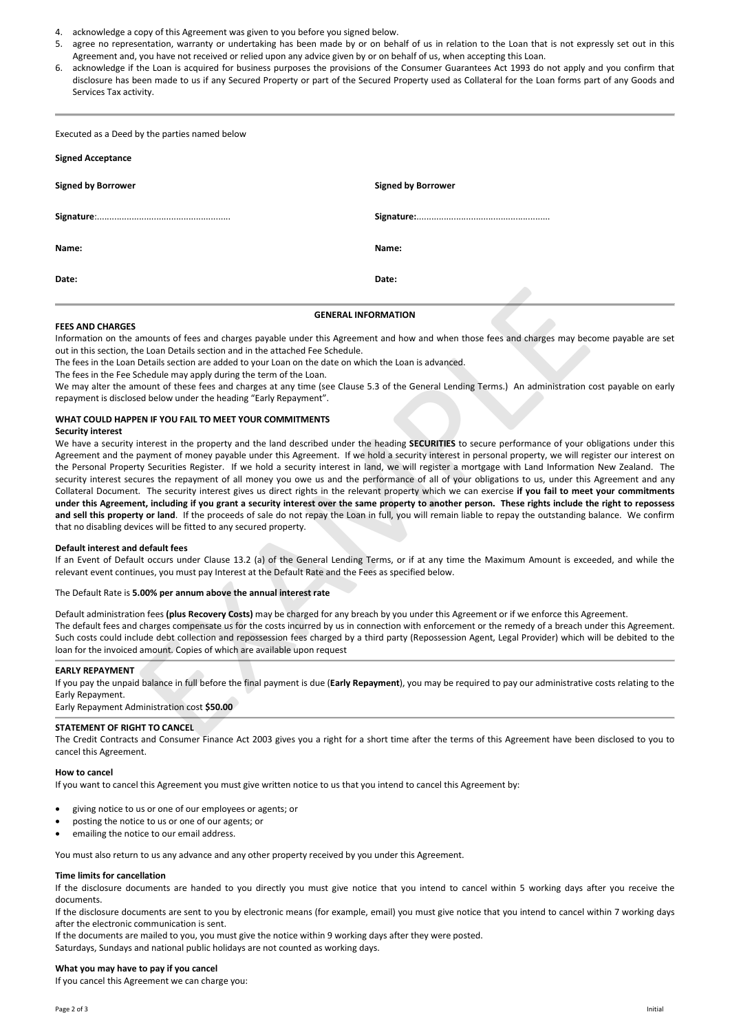4. acknowledge a copy of this Agreement was given to you before you signed below.
5. agree no representation, warranty or undertaking has been made by or on behalf of us in relation to the Loan that is not expressly set out in this Agreement and, you have not received or relied upon any advice given by or on behalf of us, when accepting this Loan.
6. acknowledge if the Loan is acquired for business purposes the provisions of the Consumer Guarantees Act 1993 do not apply and you confirm that disclosure has been made to us if any Secured Property or part of the Secured Property used as Collateral for the Loan forms part of any Goods and Services Tax activity.

---

Executed as a Deed by the parties named below

**Signed Acceptance**

| **Signed by Borrower** | **Signed by Borrower** |
|---|---|
| **Signature**:..................................................... | **Signature:**..................................................... |
| **Name:** | **Name:** |
| **Date:** | **Date:** |

---

## GENERAL INFORMATION

**FEES AND CHARGES**

Information on the amounts of fees and charges payable under this Agreement and how and when those fees and charges may become payable are set out in this section, the Loan Details section and in the attached Fee Schedule.

The fees in the Loan Details section are added to your Loan on the date on which the Loan is advanced.

The fees in the Fee Schedule may apply during the term of the Loan.

We may alter the amount of these fees and charges at any time (see Clause 5.3 of the General Lending Terms.) An administration cost payable on early repayment is disclosed below under the heading "Early Repayment".

**WHAT COULD HAPPEN IF YOU FAIL TO MEET YOUR COMMITMENTS**

**Security interest**

We have a security interest in the property and the land described under the heading **SECURITIES** to secure performance of your obligations under this Agreement and the payment of money payable under this Agreement. If we hold a security interest in personal property, we will register our interest on the Personal Property Securities Register. If we hold a security interest in land, we will register a mortgage with Land Information New Zealand. The security interest secures the repayment of all money you owe us and the performance of all of your obligations to us, under this Agreement and any Collateral Document. The security interest gives us direct rights in the relevant property which we can exercise **if you fail to meet your commitments under this Agreement, including if you grant a security interest over the same property to another person. These rights include the right to repossess and sell this property or land**. If the proceeds of sale do not repay the Loan in full, you will remain liable to repay the outstanding balance. We confirm that no disabling devices will be fitted to any secured property.

**Default interest and default fees**

If an Event of Default occurs under Clause 13.2 (a) of the General Lending Terms, or if at any time the Maximum Amount is exceeded, and while the relevant event continues, you must pay Interest at the Default Rate and the Fees as specified below.

The Default Rate is **5.00% per annum above the annual interest rate**

Default administration fees **(plus Recovery Costs)** may be charged for any breach by you under this Agreement or if we enforce this Agreement.

The default fees and charges compensate us for the costs incurred by us in connection with enforcement or the remedy of a breach under this Agreement. Such costs could include debt collection and repossession fees charged by a third party (Repossession Agent, Legal Provider) which will be debited to the loan for the invoiced amount. Copies of which are available upon request

---

**EARLY REPAYMENT**

If you pay the unpaid balance in full before the final payment is due (**Early Repayment**), you may be required to pay our administrative costs relating to the Early Repayment.

Early Repayment Administration cost **$50.00**

---

**STATEMENT OF RIGHT TO CANCEL**

The Credit Contracts and Consumer Finance Act 2003 gives you a right for a short time after the terms of this Agreement have been disclosed to you to cancel this Agreement.

**How to cancel**

If you want to cancel this Agreement you must give written notice to us that you intend to cancel this Agreement by:

- giving notice to us or one of our employees or agents; or
- posting the notice to us or one of our agents; or
- emailing the notice to our email address.

You must also return to us any advance and any other property received by you under this Agreement.

**Time limits for cancellation**

If the disclosure documents are handed to you directly you must give notice that you intend to cancel within 5 working days after you receive the documents.

If the disclosure documents are sent to you by electronic means (for example, email) you must give notice that you intend to cancel within 7 working days after the electronic communication is sent.

If the documents are mailed to you, you must give the notice within 9 working days after they were posted.

Saturdays, Sundays and national public holidays are not counted as working days.

**What you may have to pay if you cancel**

If you cancel this Agreement we can charge you: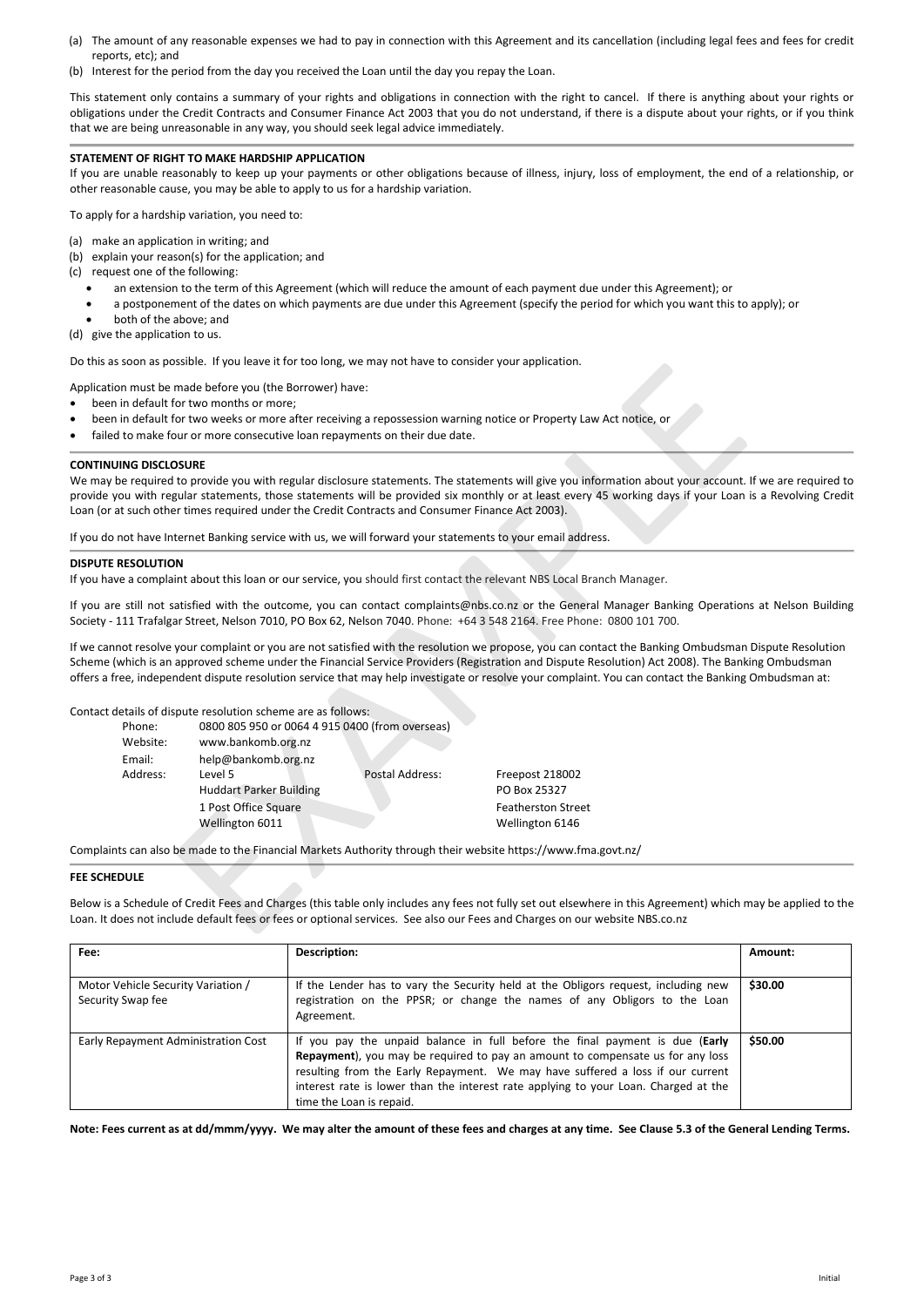(a) The amount of any reasonable expenses we had to pay in connection with this Agreement and its cancellation (including legal fees and fees for credit reports, etc); and

(b) Interest for the period from the day you received the Loan until the day you repay the Loan.

This statement only contains a summary of your rights and obligations in connection with the right to cancel. If there is anything about your rights or obligations under the Credit Contracts and Consumer Finance Act 2003 that you do not understand, if there is a dispute about your rights, or if you think that we are being unreasonable in any way, you should seek legal advice immediately.

**STATEMENT OF RIGHT TO MAKE HARDSHIP APPLICATION**

If you are unable reasonably to keep up your payments or other obligations because of illness, injury, loss of employment, the end of a relationship, or other reasonable cause, you may be able to apply to us for a hardship variation.

To apply for a hardship variation, you need to:

(a) make an application in writing; and
(b) explain your reason(s) for the application; and
(c) request one of the following:
- an extension to the term of this Agreement (which will reduce the amount of each payment due under this Agreement); or
- a postponement of the dates on which payments are due under this Agreement (specify the period for which you want this to apply); or
- both of the above; and

(d) give the application to us.

Do this as soon as possible. If you leave it for too long, we may not have to consider your application.

Application must be made before you (the Borrower) have:

- been in default for two months or more;
- been in default for two weeks or more after receiving a repossession warning notice or Property Law Act notice, or
- failed to make four or more consecutive loan repayments on their due date.

**CONTINUING DISCLOSURE**

We may be required to provide you with regular disclosure statements. The statements will give you information about your account. If we are required to provide you with regular statements, those statements will be provided six monthly or at least every 45 working days if your Loan is a Revolving Credit Loan (or at such other times required under the Credit Contracts and Consumer Finance Act 2003).

If you do not have Internet Banking service with us, we will forward your statements to your email address.

**DISPUTE RESOLUTION**

If you have a complaint about this loan or our service, you should first contact the relevant NBS Local Branch Manager.

If you are still not satisfied with the outcome, you can contact complaints@nbs.co.nz or the General Manager Banking Operations at Nelson Building Society - 111 Trafalgar Street, Nelson 7010, PO Box 62, Nelson 7040. Phone: +64 3 548 2164. Free Phone: 0800 101 700.

If we cannot resolve your complaint or you are not satisfied with the resolution we propose, you can contact the Banking Ombudsman Dispute Resolution Scheme (which is an approved scheme under the Financial Service Providers (Registration and Dispute Resolution) Act 2008). The Banking Ombudsman offers a free, independent dispute resolution service that may help investigate or resolve your complaint. You can contact the Banking Ombudsman at:

Contact details of dispute resolution scheme are as follows:

| | | | |
|---|---|---|---|
| Phone: | 0800 805 950 or 0064 4 915 0400 (from overseas) | | |
| Website: | www.bankomb.org.nz | | |
| Email: | help@bankomb.org.nz | | |
| Address: | Level 5<br>Huddart Parker Building<br>1 Post Office Square<br>Wellington 6011 | Postal Address: | Freepost 218002<br>PO Box 25327<br>Featherston Street<br>Wellington 6146 |

Complaints can also be made to the Financial Markets Authority through their website https://www.fma.govt.nz/

**FEE SCHEDULE**

Below is a Schedule of Credit Fees and Charges (this table only includes any fees not fully set out elsewhere in this Agreement) which may be applied to the Loan. It does not include default fees or fees or optional services. See also our Fees and Charges on our website NBS.co.nz

| Fee: | Description: | Amount: |
|---|---|---|
| Motor Vehicle Security Variation / Security Swap fee | If the Lender has to vary the Security held at the Obligors request, including new registration on the PPSR; or change the names of any Obligors to the Loan Agreement. | **$30.00** |
| Early Repayment Administration Cost | If you pay the unpaid balance in full before the final payment is due (**Early Repayment**), you may be required to pay an amount to compensate us for any loss resulting from the Early Repayment. We may have suffered a loss if our current interest rate is lower than the interest rate applying to your Loan. Charged at the time the Loan is repaid. | **$50.00** |

**Note: Fees current as at dd/mmm/yyyy. We may alter the amount of these fees and charges at any time. See Clause 5.3 of the General Lending Terms.**

Initial